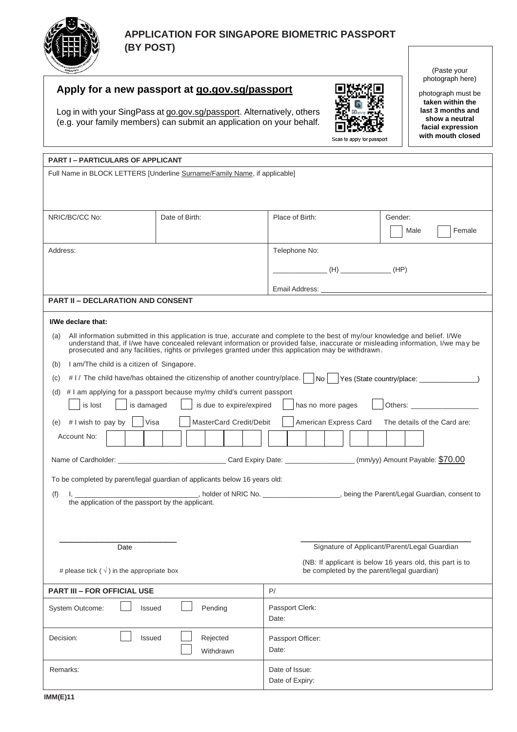# APPLICATION FOR SINGAPORE BIOMETRIC PASSPORT (BY POST)

## Apply for a new passport at go.gov.sg/passport

Log in with your SingPass at go.gov.sg/passport. Alternatively, others (e.g. your family members) can submit an application on your behalf.

Scan to apply for passport

(Paste your photograph here)

photograph must be **taken within the last 3 months and show a neutral facial expression with mouth closed**

### PART I – PARTICULARS OF APPLICANT

Full Name in BLOCK LETTERS [Underline Surname/Family Name, if applicable]

| NRIC/BC/CC No: | Date of Birth: | Place of Birth: | Gender: ☐ Male ☐ Female |
|---|---|---|---|
| Address: | | Telephone No: _____________ (H) _____________ (HP)<br>Email Address: ___________ | |

### PART II – DECLARATION AND CONSENT

**I/We declare that:**

(a) All information submitted in this application is true, accurate and complete to the best of my/our knowledge and belief. I/We understand that, if I/we have concealed relevant information or provided false, inaccurate or misleading information, I/we may be prosecuted and any facilities, rights or privileges granted under this application may be withdrawn.

(b) I am/The child is a citizen of Singapore.

(c) # I / The child have/has obtained the citizenship of another country/place. ☐ No ☐ Yes (State country/place: _______________)

(d) # I am applying for a passport because my/my child's current passport

☐ is lost ☐ is damaged ☐ is due to expire/expired ☐ has no more pages ☐ Others: _________________

(e) # I wish to pay by ☐ Visa ☐ MasterCard Credit/Debit ☐ American Express Card The details of the Card are:

Account No: ☐☐☐☐ ☐☐☐☐ ☐☐☐☐ ☐☐☐☐

Name of Cardholder: ___________________________ Card Expiry Date: _________________ (mm/yy) Amount Payable: $70.00

To be completed by parent/legal guardian of applicants below 16 years old:

(f) I, ________________________________, holder of NRIC No. ___________________, being the Parent/Legal Guardian, consent to the application of the passport by the applicant.

___________________________
Date

___________________________
Signature of Applicant/Parent/Legal Guardian

# please tick ( √ ) in the appropriate box

(NB: If applicant is below 16 years old, this part is to be completed by the parent/legal guardian)

### PART III – FOR OFFICIAL USE

| | P/ |
|---|---|
| System Outcome: ☐ Issued ☐ Pending | Passport Clerk:<br>Date: |
| Decision: ☐ Issued ☐ Rejected ☐ Withdrawn | Passport Officer:<br>Date: |
| Remarks: | Date of Issue:<br>Date of Expiry: |

**IMM(E)11**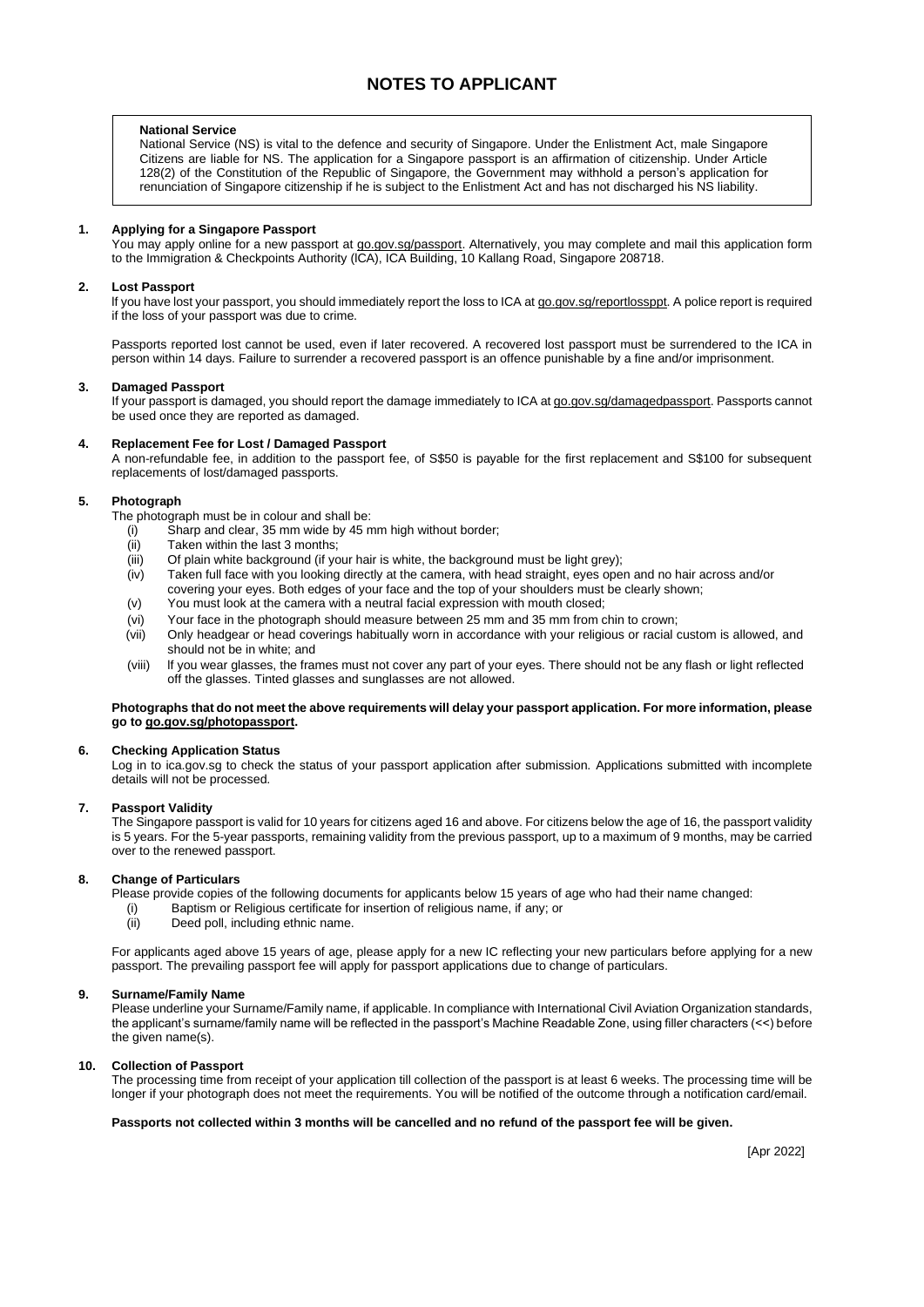# NOTES TO APPLICANT

**National Service**

National Service (NS) is vital to the defence and security of Singapore. Under the Enlistment Act, male Singapore Citizens are liable for NS. The application for a Singapore passport is an affirmation of citizenship. Under Article 128(2) of the Constitution of the Republic of Singapore, the Government may withhold a person's application for renunciation of Singapore citizenship if he is subject to the Enlistment Act and has not discharged his NS liability.

**1. Applying for a Singapore Passport**

You may apply online for a new passport at go.gov.sg/passport. Alternatively, you may complete and mail this application form to the Immigration & Checkpoints Authority (ICA), ICA Building, 10 Kallang Road, Singapore 208718.

**2. Lost Passport**

If you have lost your passport, you should immediately report the loss to ICA at go.gov.sg/reportlossppt. A police report is required if the loss of your passport was due to crime.

Passports reported lost cannot be used, even if later recovered. A recovered lost passport must be surrendered to the ICA in person within 14 days. Failure to surrender a recovered passport is an offence punishable by a fine and/or imprisonment.

**3. Damaged Passport**

If your passport is damaged, you should report the damage immediately to ICA at go.gov.sg/damagedpassport. Passports cannot be used once they are reported as damaged.

**4. Replacement Fee for Lost / Damaged Passport**

A non-refundable fee, in addition to the passport fee, of S$50 is payable for the first replacement and S$100 for subsequent replacements of lost/damaged passports.

**5. Photograph**

The photograph must be in colour and shall be:

- (i) Sharp and clear, 35 mm wide by 45 mm high without border;
- (ii) Taken within the last 3 months;
- (iii) Of plain white background (if your hair is white, the background must be light grey);
- (iv) Taken full face with you looking directly at the camera, with head straight, eyes open and no hair across and/or covering your eyes. Both edges of your face and the top of your shoulders must be clearly shown;
- (v) You must look at the camera with a neutral facial expression with mouth closed;
- (vi) Your face in the photograph should measure between 25 mm and 35 mm from chin to crown;
- (vii) Only headgear or head coverings habitually worn in accordance with your religious or racial custom is allowed, and should not be in white; and
- (viii) If you wear glasses, the frames must not cover any part of your eyes. There should not be any flash or light reflected off the glasses. Tinted glasses and sunglasses are not allowed.

**Photographs that do not meet the above requirements will delay your passport application. For more information, please go to go.gov.sg/photopassport.**

**6. Checking Application Status**

Log in to ica.gov.sg to check the status of your passport application after submission. Applications submitted with incomplete details will not be processed.

**7. Passport Validity**

The Singapore passport is valid for 10 years for citizens aged 16 and above. For citizens below the age of 16, the passport validity is 5 years. For the 5-year passports, remaining validity from the previous passport, up to a maximum of 9 months, may be carried over to the renewed passport.

**8. Change of Particulars**

Please provide copies of the following documents for applicants below 15 years of age who had their name changed:

- (i) Baptism or Religious certificate for insertion of religious name, if any; or
- (ii) Deed poll, including ethnic name.

For applicants aged above 15 years of age, please apply for a new IC reflecting your new particulars before applying for a new passport. The prevailing passport fee will apply for passport applications due to change of particulars.

**9. Surname/Family Name**

Please underline your Surname/Family name, if applicable. In compliance with International Civil Aviation Organization standards, the applicant's surname/family name will be reflected in the passport's Machine Readable Zone, using filler characters (<<) before the given name(s).

**10. Collection of Passport**

The processing time from receipt of your application till collection of the passport is at least 6 weeks. The processing time will be longer if your photograph does not meet the requirements. You will be notified of the outcome through a notification card/email.

**Passports not collected within 3 months will be cancelled and no refund of the passport fee will be given.**

[Apr 2022]